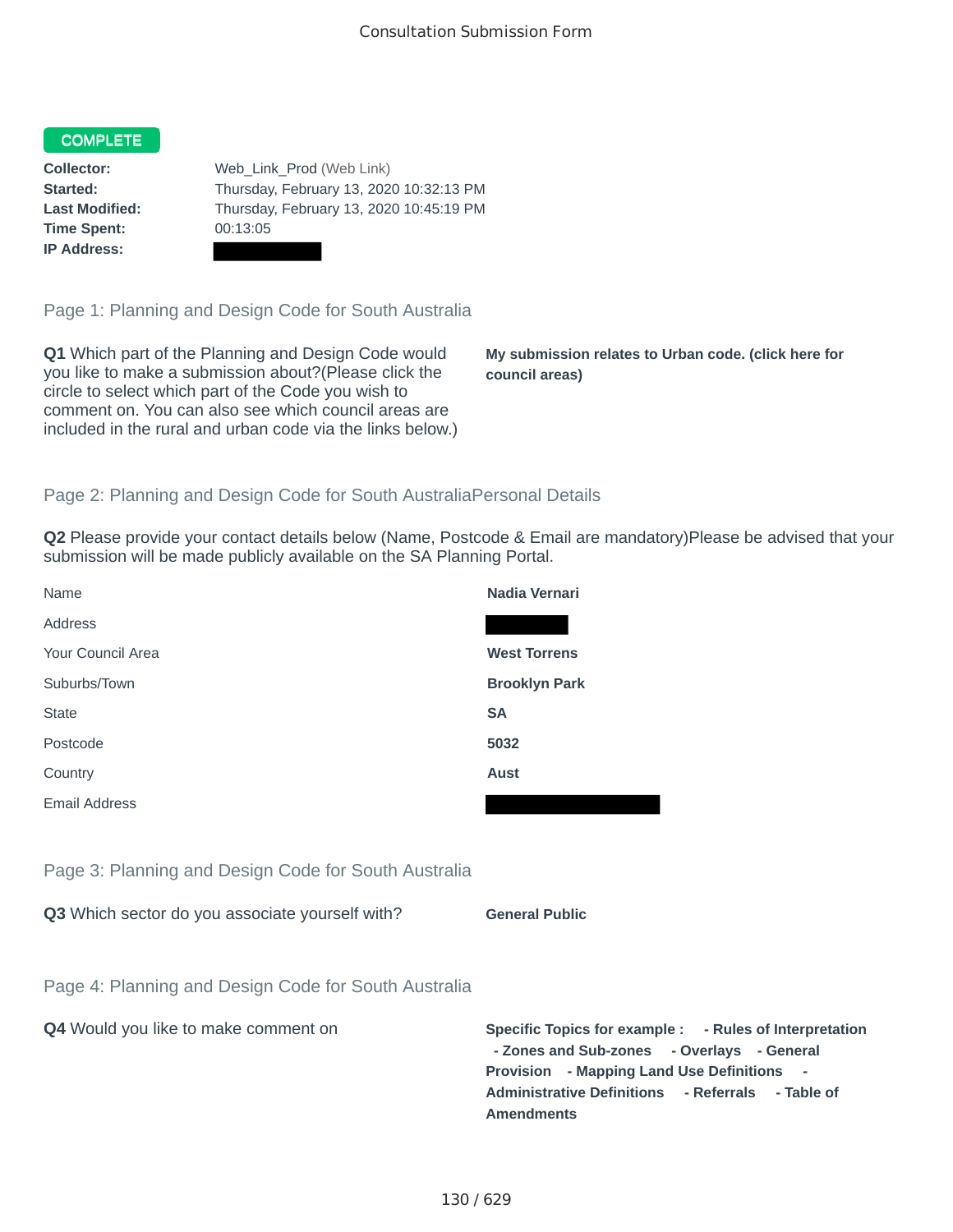Consultation Submission Form

**COMPLETE**

| | |
|---|---|
| **Collector:** | Web_Link_Prod (Web Link) |
| **Started:** | Thursday, February 13, 2020 10:32:13 PM |
| **Last Modified:** | Thursday, February 13, 2020 10:45:19 PM |
| **Time Spent:** | 00:13:05 |
| **IP Address:** | |

## Page 1: Planning and Design Code for South Australia

**Q1** Which part of the Planning and Design Code would you like to make a submission about?(Please click the circle to select which part of the Code you wish to comment on. You can also see which council areas are included in the rural and urban code via the links below.)

**My submission relates to Urban code. (click here for council areas)**

## Page 2: Planning and Design Code for South AustraliaPersonal Details

**Q2** Please provide your contact details below (Name, Postcode & Email are mandatory)Please be advised that your submission will be made publicly available on the SA Planning Portal.

| | |
|---|---|
| Name | **Nadia Vernari** |
| Address | |
| Your Council Area | **West Torrens** |
| Suburbs/Town | **Brooklyn Park** |
| State | **SA** |
| Postcode | **5032** |
| Country | **Aust** |
| Email Address | |

## Page 3: Planning and Design Code for South Australia

**Q3** Which sector do you associate yourself with?

**General Public**

## Page 4: Planning and Design Code for South Australia

**Q4** Would you like to make comment on

**Specific Topics for example : - Rules of Interpretation - Zones and Sub-zones - Overlays - General Provision - Mapping Land Use Definitions - Administrative Definitions - Referrals - Table of Amendments**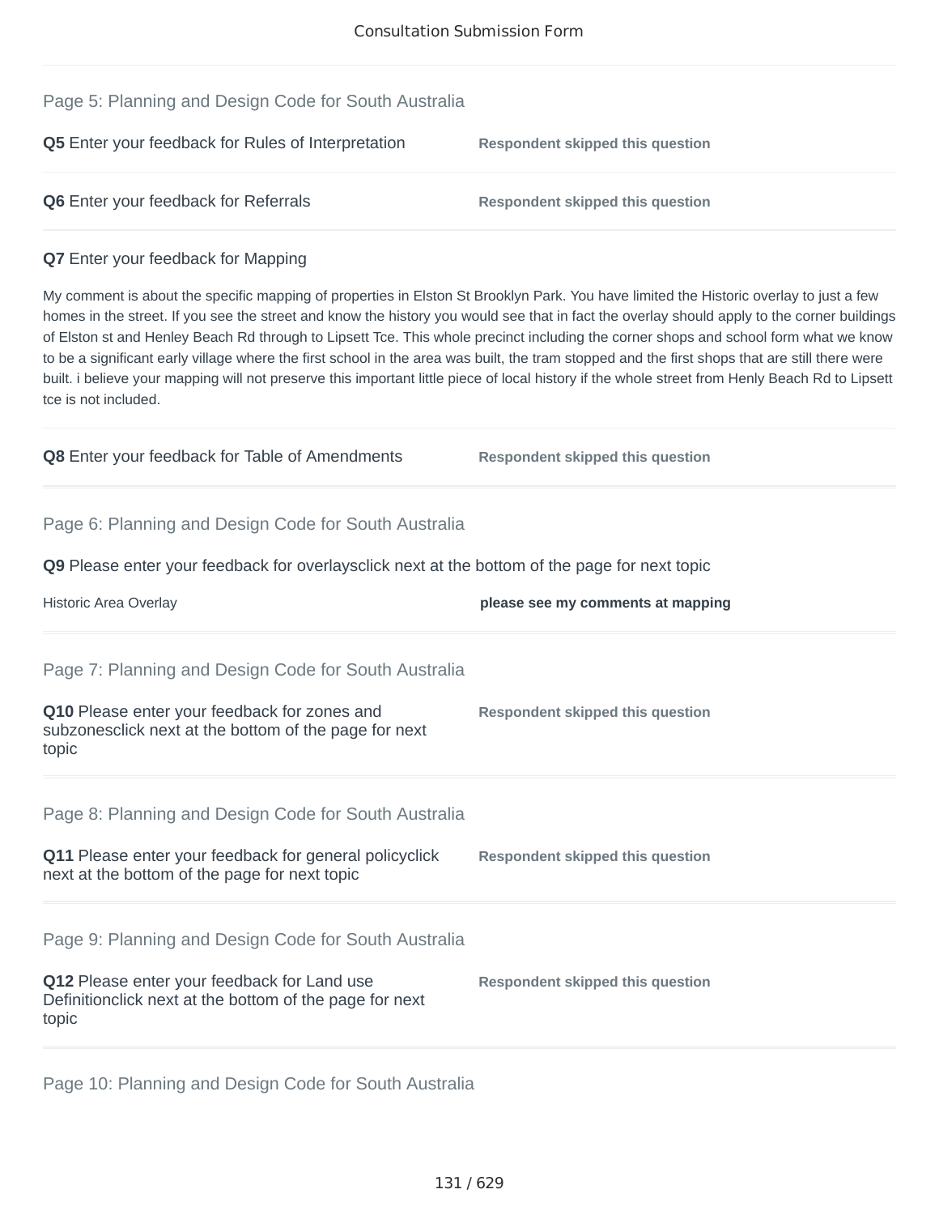Consultation Submission Form

## Page 5: Planning and Design Code for South Australia

**Q5** Enter your feedback for Rules of Interpretation — **Respondent skipped this question**

**Q6** Enter your feedback for Referrals — **Respondent skipped this question**

**Q7** Enter your feedback for Mapping

My comment is about the specific mapping of properties in Elston St Brooklyn Park. You have limited the Historic overlay to just a few homes in the street. If you see the street and know the history you would see that in fact the overlay should apply to the corner buildings of Elston st and Henley Beach Rd through to Lipsett Tce. This whole precinct including the corner shops and school form what we know to be a significant early village where the first school in the area was built, the tram stopped and the first shops that are still there were built. i believe your mapping will not preserve this important little piece of local history if the whole street from Henly Beach Rd to Lipsett tce is not included.

**Q8** Enter your feedback for Table of Amendments — **Respondent skipped this question**

## Page 6: Planning and Design Code for South Australia

**Q9** Please enter your feedback for overlaysclick next at the bottom of the page for next topic

| | |
|---|---|
| Historic Area Overlay | **please see my comments at mapping** |

## Page 7: Planning and Design Code for South Australia

**Q10** Please enter your feedback for zones and subzonesclick next at the bottom of the page for next topic — **Respondent skipped this question**

## Page 8: Planning and Design Code for South Australia

**Q11** Please enter your feedback for general policyclick next at the bottom of the page for next topic — **Respondent skipped this question**

## Page 9: Planning and Design Code for South Australia

**Q12** Please enter your feedback for Land use Definitionclick next at the bottom of the page for next topic — **Respondent skipped this question**

## Page 10: Planning and Design Code for South Australia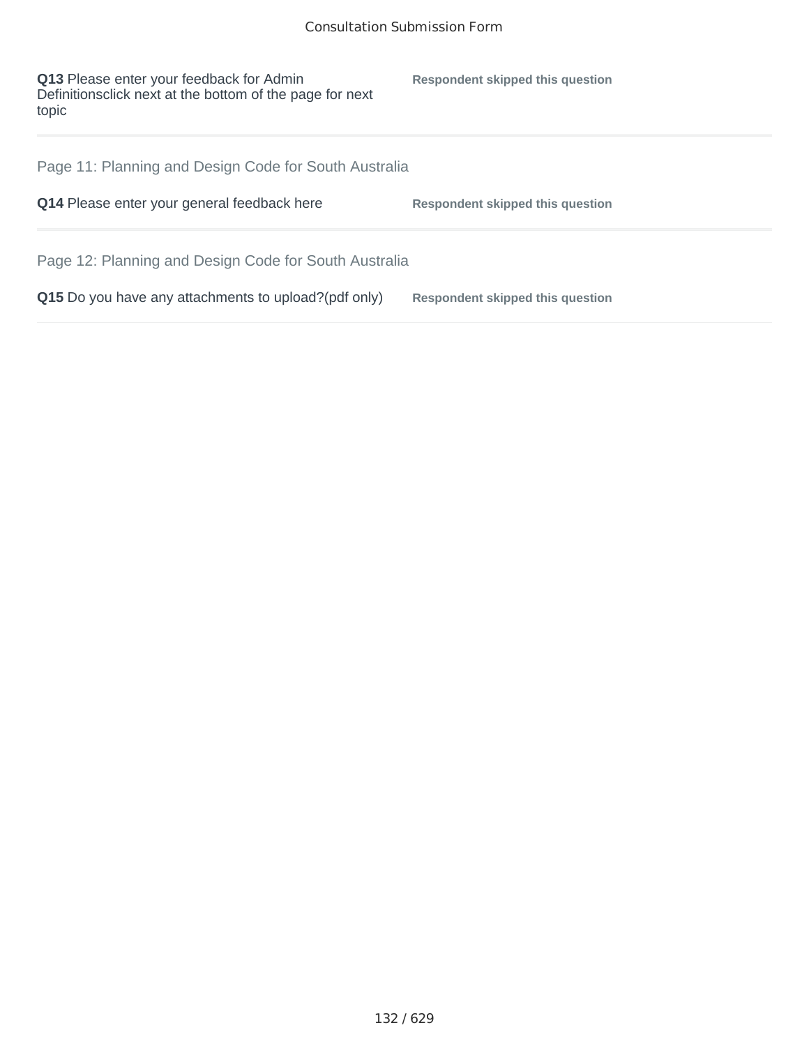**Q13** Please enter your feedback for Admin Definitionsclick next at the bottom of the page for next topic

**Respondent skipped this question**

## Page 11: Planning and Design Code for South Australia

**Q14** Please enter your general feedback here

**Respondent skipped this question**

## Page 12: Planning and Design Code for South Australia

**Q15** Do you have any attachments to upload?(pdf only)

**Respondent skipped this question**